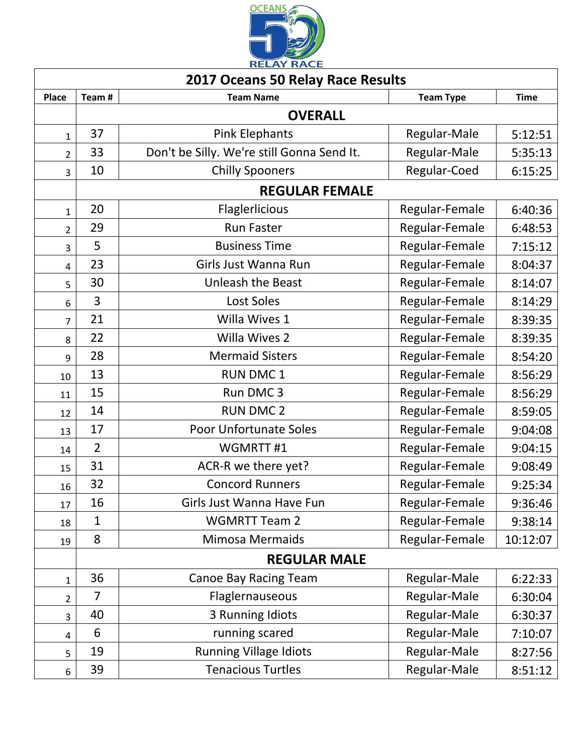# 2017 Oceans 50 Relay Race Results

| Place | Team # | Team Name | Team Type | Time |
|---|---|---|---|---|
| | **OVERALL** | | | |
| 1 | 37 | Pink Elephants | Regular-Male | 5:12:51 |
| 2 | 33 | Don't be Silly. We're still Gonna Send It. | Regular-Male | 5:35:13 |
| 3 | 10 | Chilly Spooners | Regular-Coed | 6:15:25 |
| | **REGULAR FEMALE** | | | |
| 1 | 20 | Flaglerlicious | Regular-Female | 6:40:36 |
| 2 | 29 | Run Faster | Regular-Female | 6:48:53 |
| 3 | 5 | Business Time | Regular-Female | 7:15:12 |
| 4 | 23 | Girls Just Wanna Run | Regular-Female | 8:04:37 |
| 5 | 30 | Unleash the Beast | Regular-Female | 8:14:07 |
| 6 | 3 | Lost Soles | Regular-Female | 8:14:29 |
| 7 | 21 | Willa Wives 1 | Regular-Female | 8:39:35 |
| 8 | 22 | Willa Wives 2 | Regular-Female | 8:39:35 |
| 9 | 28 | Mermaid Sisters | Regular-Female | 8:54:20 |
| 10 | 13 | RUN DMC 1 | Regular-Female | 8:56:29 |
| 11 | 15 | Run DMC 3 | Regular-Female | 8:56:29 |
| 12 | 14 | RUN DMC 2 | Regular-Female | 8:59:05 |
| 13 | 17 | Poor Unfortunate Soles | Regular-Female | 9:04:08 |
| 14 | 2 | WGMRTT #1 | Regular-Female | 9:04:15 |
| 15 | 31 | ACR-R we there yet? | Regular-Female | 9:08:49 |
| 16 | 32 | Concord Runners | Regular-Female | 9:25:34 |
| 17 | 16 | Girls Just Wanna Have Fun | Regular-Female | 9:36:46 |
| 18 | 1 | WGMRTT Team 2 | Regular-Female | 9:38:14 |
| 19 | 8 | Mimosa Mermaids | Regular-Female | 10:12:07 |
| | **REGULAR MALE** | | | |
| 1 | 36 | Canoe Bay Racing Team | Regular-Male | 6:22:33 |
| 2 | 7 | Flaglernauseous | Regular-Male | 6:30:04 |
| 3 | 40 | 3 Running Idiots | Regular-Male | 6:30:37 |
| 4 | 6 | running scared | Regular-Male | 7:10:07 |
| 5 | 19 | Running Village Idiots | Regular-Male | 8:27:56 |
| 6 | 39 | Tenacious Turtles | Regular-Male | 8:51:12 |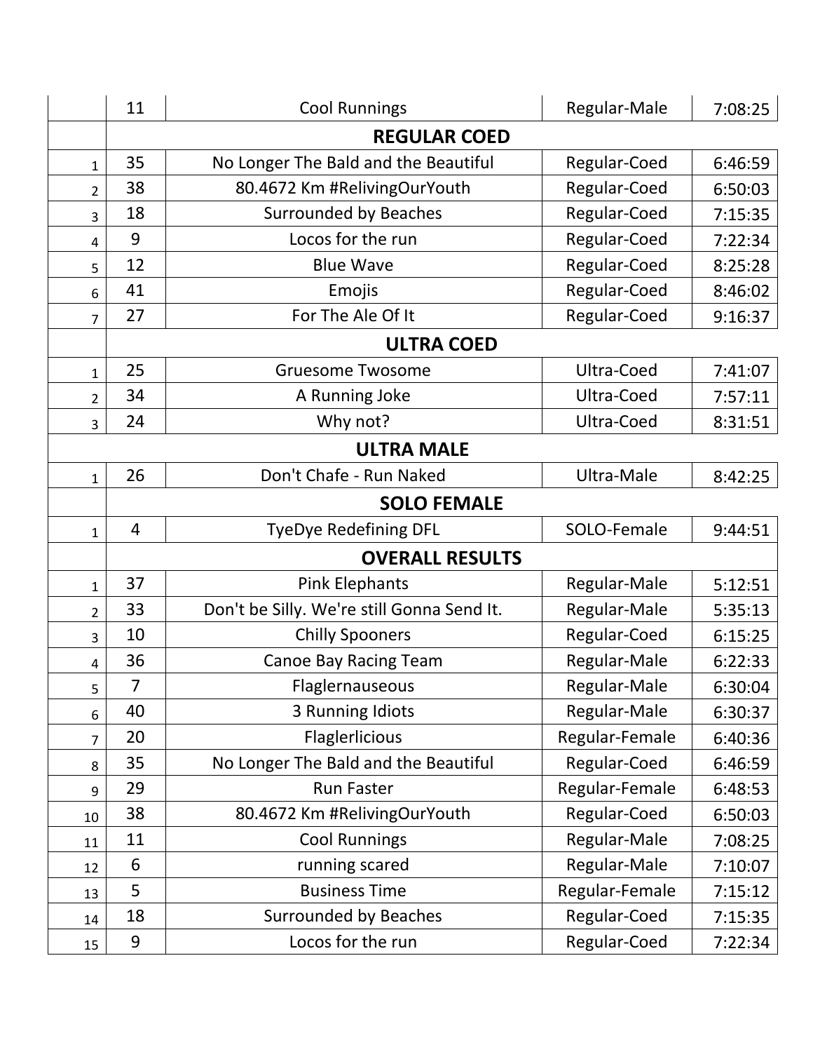|  | 11 | Cool Runnings | Regular-Male | 7:08:25 |
|---|---|---|---|---|
|  | **REGULAR COED** | | | |
| 1 | 35 | No Longer The Bald and the Beautiful | Regular-Coed | 6:46:59 |
| 2 | 38 | 80.4672 Km #RelivingOurYouth | Regular-Coed | 6:50:03 |
| 3 | 18 | Surrounded by Beaches | Regular-Coed | 7:15:35 |
| 4 | 9 | Locos for the run | Regular-Coed | 7:22:34 |
| 5 | 12 | Blue Wave | Regular-Coed | 8:25:28 |
| 6 | 41 | Emojis | Regular-Coed | 8:46:02 |
| 7 | 27 | For The Ale Of It | Regular-Coed | 9:16:37 |
|  | **ULTRA COED** | | | |
| 1 | 25 | Gruesome Twosome | Ultra-Coed | 7:41:07 |
| 2 | 34 | A Running Joke | Ultra-Coed | 7:57:11 |
| 3 | 24 | Why not? | Ultra-Coed | 8:31:51 |
|  | **ULTRA MALE** | | | |
| 1 | 26 | Don't Chafe - Run Naked | Ultra-Male | 8:42:25 |
|  | **SOLO FEMALE** | | | |
| 1 | 4 | TyeDye Redefining DFL | SOLO-Female | 9:44:51 |
|  | **OVERALL RESULTS** | | | |
| 1 | 37 | Pink Elephants | Regular-Male | 5:12:51 |
| 2 | 33 | Don't be Silly. We're still Gonna Send It. | Regular-Male | 5:35:13 |
| 3 | 10 | Chilly Spooners | Regular-Coed | 6:15:25 |
| 4 | 36 | Canoe Bay Racing Team | Regular-Male | 6:22:33 |
| 5 | 7 | Flaglernauseous | Regular-Male | 6:30:04 |
| 6 | 40 | 3 Running Idiots | Regular-Male | 6:30:37 |
| 7 | 20 | Flaglerlicious | Regular-Female | 6:40:36 |
| 8 | 35 | No Longer The Bald and the Beautiful | Regular-Coed | 6:46:59 |
| 9 | 29 | Run Faster | Regular-Female | 6:48:53 |
| 10 | 38 | 80.4672 Km #RelivingOurYouth | Regular-Coed | 6:50:03 |
| 11 | 11 | Cool Runnings | Regular-Male | 7:08:25 |
| 12 | 6 | running scared | Regular-Male | 7:10:07 |
| 13 | 5 | Business Time | Regular-Female | 7:15:12 |
| 14 | 18 | Surrounded by Beaches | Regular-Coed | 7:15:35 |
| 15 | 9 | Locos for the run | Regular-Coed | 7:22:34 |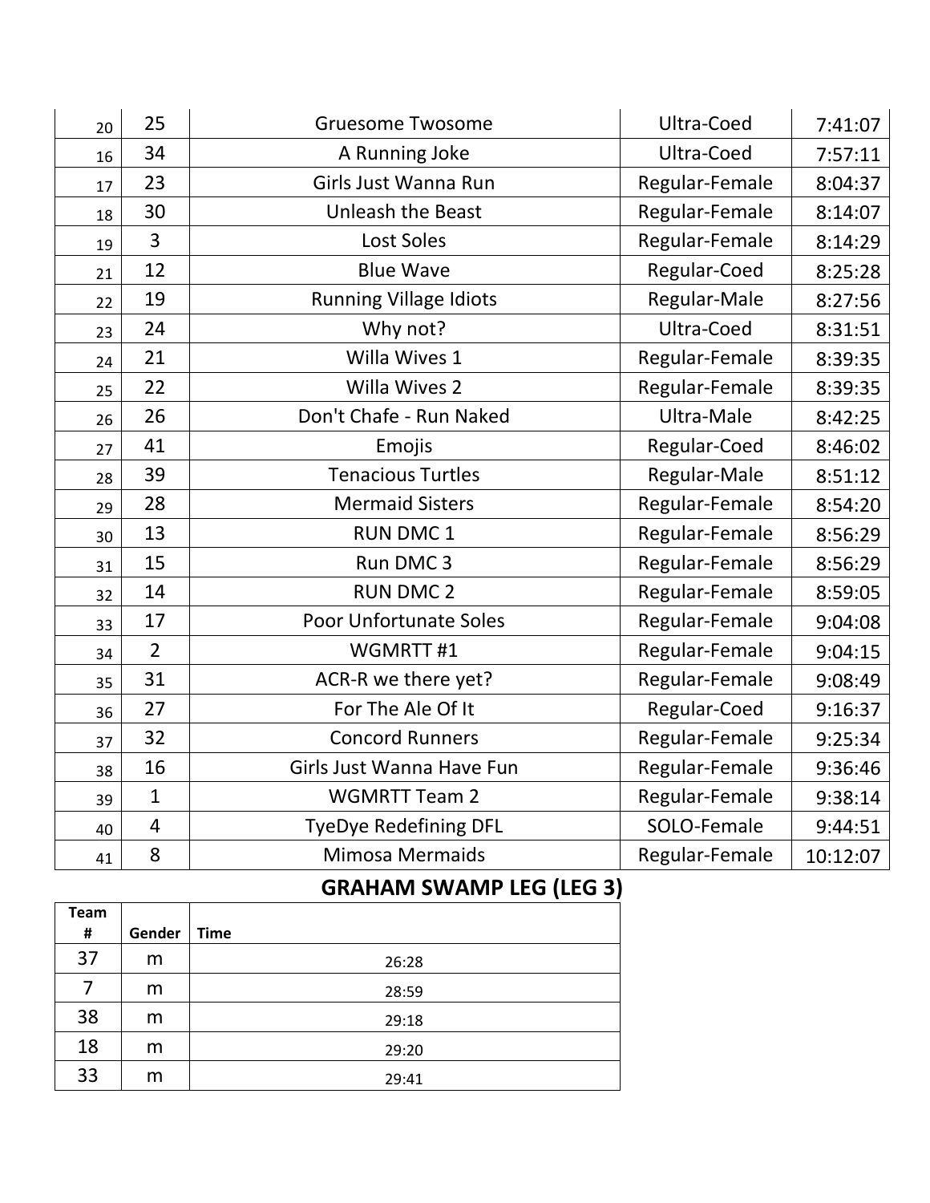| | | | | |
|---|---|---|---|---|
| 20 | 25 | Gruesome Twosome | Ultra-Coed | 7:41:07 |
| 16 | 34 | A Running Joke | Ultra-Coed | 7:57:11 |
| 17 | 23 | Girls Just Wanna Run | Regular-Female | 8:04:37 |
| 18 | 30 | Unleash the Beast | Regular-Female | 8:14:07 |
| 19 | 3 | Lost Soles | Regular-Female | 8:14:29 |
| 21 | 12 | Blue Wave | Regular-Coed | 8:25:28 |
| 22 | 19 | Running Village Idiots | Regular-Male | 8:27:56 |
| 23 | 24 | Why not? | Ultra-Coed | 8:31:51 |
| 24 | 21 | Willa Wives 1 | Regular-Female | 8:39:35 |
| 25 | 22 | Willa Wives 2 | Regular-Female | 8:39:35 |
| 26 | 26 | Don't Chafe - Run Naked | Ultra-Male | 8:42:25 |
| 27 | 41 | Emojis | Regular-Coed | 8:46:02 |
| 28 | 39 | Tenacious Turtles | Regular-Male | 8:51:12 |
| 29 | 28 | Mermaid Sisters | Regular-Female | 8:54:20 |
| 30 | 13 | RUN DMC 1 | Regular-Female | 8:56:29 |
| 31 | 15 | Run DMC 3 | Regular-Female | 8:56:29 |
| 32 | 14 | RUN DMC 2 | Regular-Female | 8:59:05 |
| 33 | 17 | Poor Unfortunate Soles | Regular-Female | 9:04:08 |
| 34 | 2 | WGMRTT #1 | Regular-Female | 9:04:15 |
| 35 | 31 | ACR-R we there yet? | Regular-Female | 9:08:49 |
| 36 | 27 | For The Ale Of It | Regular-Coed | 9:16:37 |
| 37 | 32 | Concord Runners | Regular-Female | 9:25:34 |
| 38 | 16 | Girls Just Wanna Have Fun | Regular-Female | 9:36:46 |
| 39 | 1 | WGMRTT Team 2 | Regular-Female | 9:38:14 |
| 40 | 4 | TyeDye Redefining DFL | SOLO-Female | 9:44:51 |
| 41 | 8 | Mimosa Mermaids | Regular-Female | 10:12:07 |

## GRAHAM SWAMP LEG (LEG 3)

| Team # | Gender | Time |
|---|---|---|
| 37 | m | 26:28 |
| 7 | m | 28:59 |
| 38 | m | 29:18 |
| 18 | m | 29:20 |
| 33 | m | 29:41 |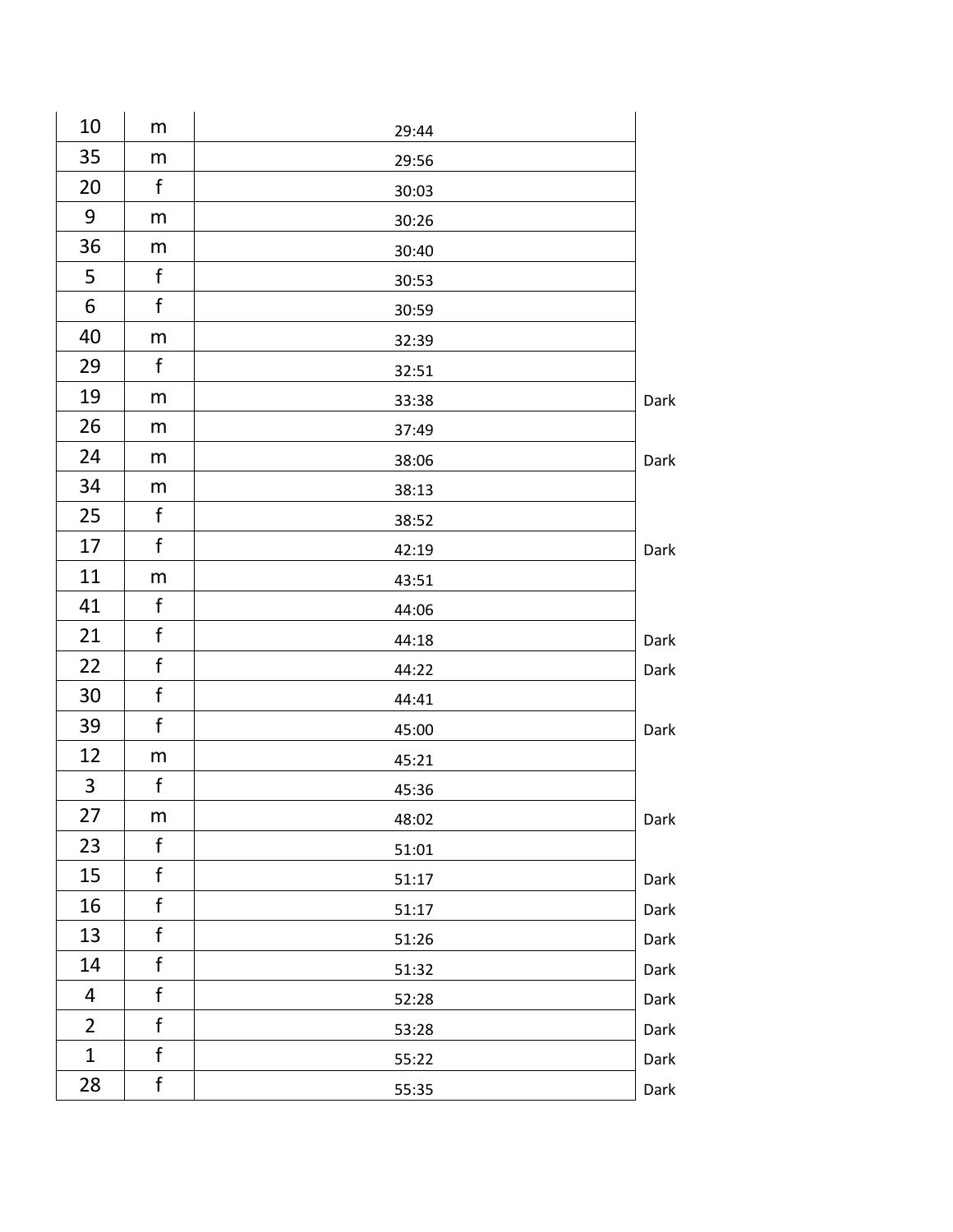| | | | |
|---|---|---|---|
| 10 | m | 29:44 | |
| 35 | m | 29:56 | |
| 20 | f | 30:03 | |
| 9 | m | 30:26 | |
| 36 | m | 30:40 | |
| 5 | f | 30:53 | |
| 6 | f | 30:59 | |
| 40 | m | 32:39 | |
| 29 | f | 32:51 | |
| 19 | m | 33:38 | Dark |
| 26 | m | 37:49 | |
| 24 | m | 38:06 | Dark |
| 34 | m | 38:13 | |
| 25 | f | 38:52 | |
| 17 | f | 42:19 | Dark |
| 11 | m | 43:51 | |
| 41 | f | 44:06 | |
| 21 | f | 44:18 | Dark |
| 22 | f | 44:22 | Dark |
| 30 | f | 44:41 | |
| 39 | f | 45:00 | Dark |
| 12 | m | 45:21 | |
| 3 | f | 45:36 | |
| 27 | m | 48:02 | Dark |
| 23 | f | 51:01 | |
| 15 | f | 51:17 | Dark |
| 16 | f | 51:17 | Dark |
| 13 | f | 51:26 | Dark |
| 14 | f | 51:32 | Dark |
| 4 | f | 52:28 | Dark |
| 2 | f | 53:28 | Dark |
| 1 | f | 55:22 | Dark |
| 28 | f | 55:35 | Dark |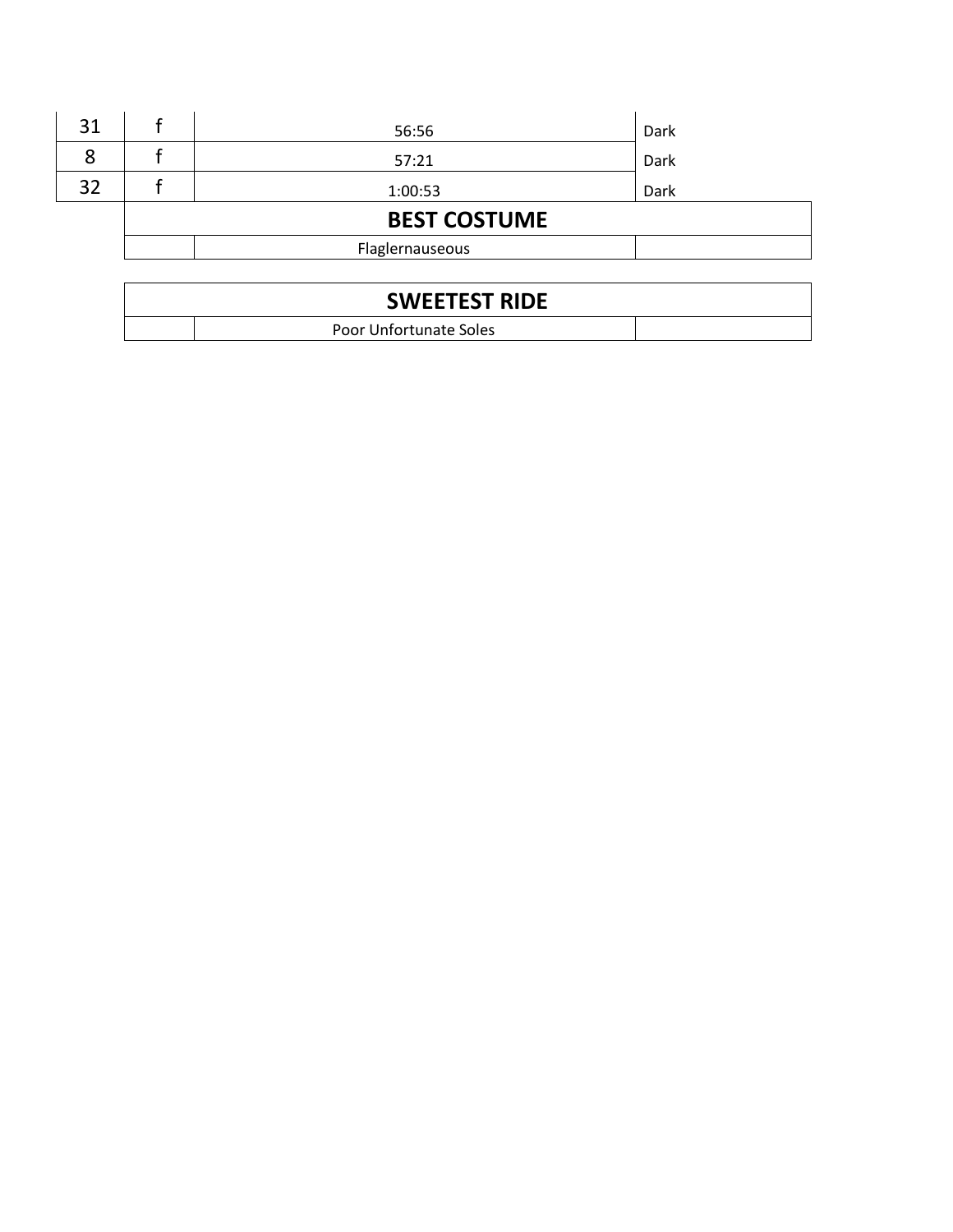| | | | |
|---|---|---|---|
| 31 | f | 56:56 | Dark |
| 8 | f | 57:21 | Dark |
| 32 | f | 1:00:53 | Dark |

| BEST COSTUME | | |
|---|---|---|
| | Flaglernauseous | |

| SWEETEST RIDE | | |
|---|---|---|
| | Poor Unfortunate Soles | |